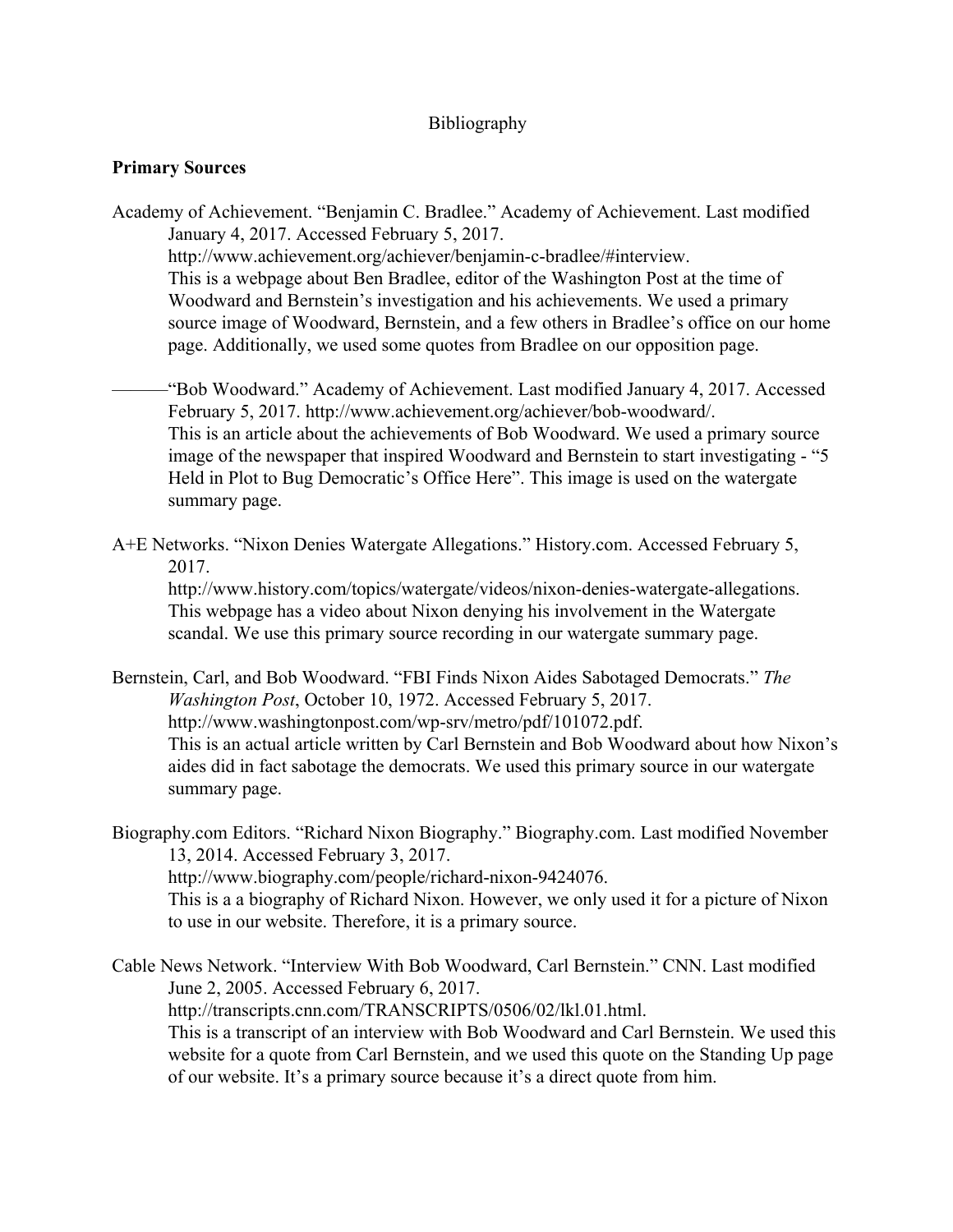Bibliography

**Primary Sources**

Academy of Achievement. "Benjamin C. Bradlee." Academy of Achievement. Last modified January 4, 2017. Accessed February 5, 2017. http://www.achievement.org/achiever/benjamin-c-bradlee/#interview.
This is a webpage about Ben Bradlee, editor of the Washington Post at the time of Woodward and Bernstein's investigation and his achievements. We used a primary source image of Woodward, Bernstein, and a few others in Bradlee's office on our home page. Additionally, we used some quotes from Bradlee on our opposition page.

———"Bob Woodward." Academy of Achievement. Last modified January 4, 2017. Accessed February 5, 2017. http://www.achievement.org/achiever/bob-woodward/.
This is an article about the achievements of Bob Woodward. We used a primary source image of the newspaper that inspired Woodward and Bernstein to start investigating - "5 Held in Plot to Bug Democratic's Office Here". This image is used on the watergate summary page.

A+E Networks. "Nixon Denies Watergate Allegations." History.com. Accessed February 5, 2017. http://www.history.com/topics/watergate/videos/nixon-denies-watergate-allegations.
This webpage has a video about Nixon denying his involvement in the Watergate scandal. We use this primary source recording in our watergate summary page.

Bernstein, Carl, and Bob Woodward. "FBI Finds Nixon Aides Sabotaged Democrats." *The Washington Post*, October 10, 1972. Accessed February 5, 2017. http://www.washingtonpost.com/wp-srv/metro/pdf/101072.pdf.
This is an actual article written by Carl Bernstein and Bob Woodward about how Nixon's aides did in fact sabotage the democrats. We used this primary source in our watergate summary page.

Biography.com Editors. "Richard Nixon Biography." Biography.com. Last modified November 13, 2014. Accessed February 3, 2017. http://www.biography.com/people/richard-nixon-9424076.
This is a a biography of Richard Nixon. However, we only used it for a picture of Nixon to use in our website. Therefore, it is a primary source.

Cable News Network. "Interview With Bob Woodward, Carl Bernstein." CNN. Last modified June 2, 2005. Accessed February 6, 2017. http://transcripts.cnn.com/TRANSCRIPTS/0506/02/lkl.01.html.
This is a transcript of an interview with Bob Woodward and Carl Bernstein. We used this website for a quote from Carl Bernstein, and we used this quote on the Standing Up page of our website. It's a primary source because it's a direct quote from him.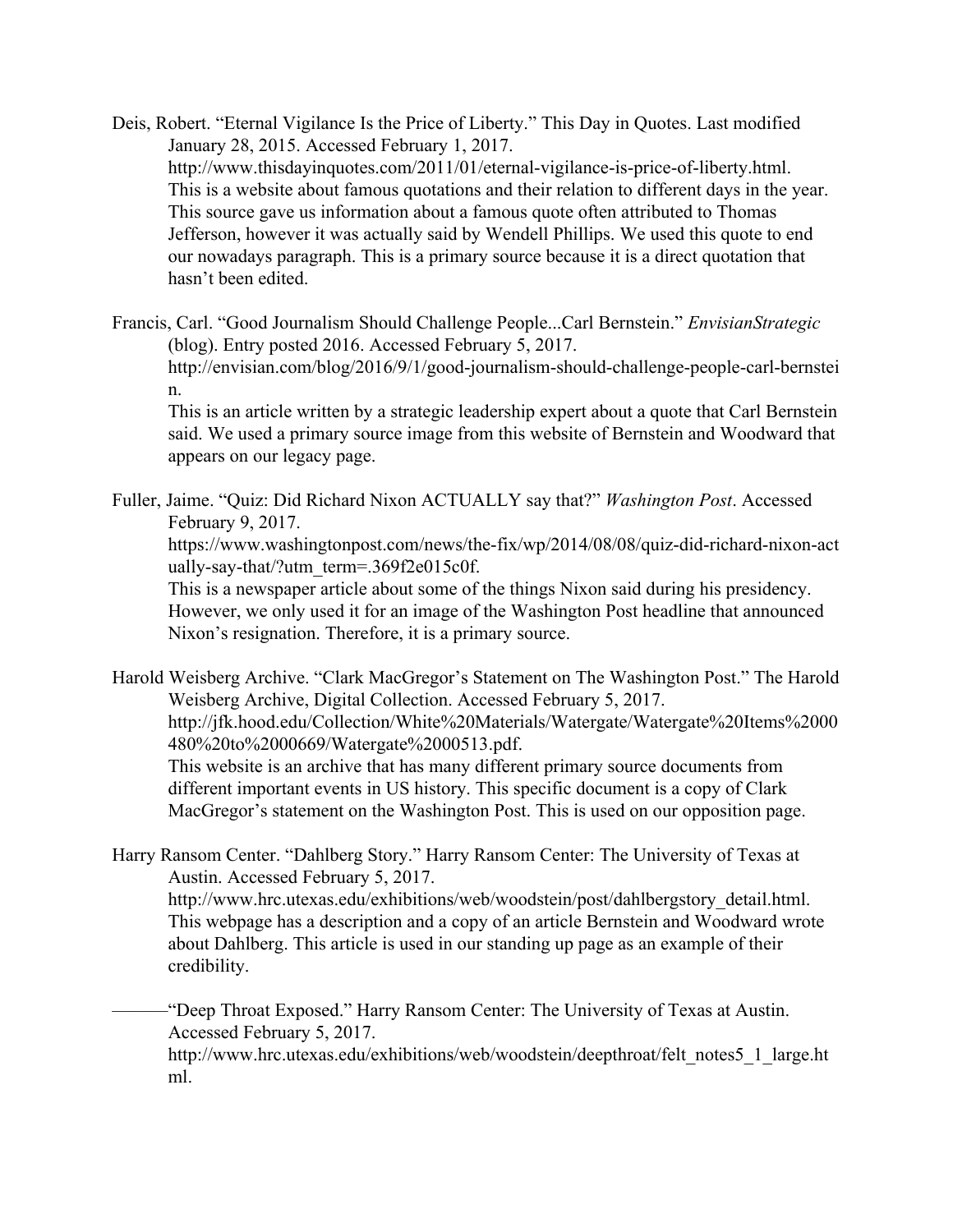Deis, Robert. "Eternal Vigilance Is the Price of Liberty." This Day in Quotes. Last modified January 28, 2015. Accessed February 1, 2017. http://www.thisdayinquotes.com/2011/01/eternal-vigilance-is-price-of-liberty.html. This is a website about famous quotations and their relation to different days in the year. This source gave us information about a famous quote often attributed to Thomas Jefferson, however it was actually said by Wendell Phillips. We used this quote to end our nowadays paragraph. This is a primary source because it is a direct quotation that hasn't been edited.

Francis, Carl. "Good Journalism Should Challenge People...Carl Bernstein." *EnvisianStrategic* (blog). Entry posted 2016. Accessed February 5, 2017. http://envisian.com/blog/2016/9/1/good-journalism-should-challenge-people-carl-bernstein.
This is an article written by a strategic leadership expert about a quote that Carl Bernstein said. We used a primary source image from this website of Bernstein and Woodward that appears on our legacy page.

Fuller, Jaime. "Quiz: Did Richard Nixon ACTUALLY say that?" *Washington Post*. Accessed February 9, 2017. https://www.washingtonpost.com/news/the-fix/wp/2014/08/08/quiz-did-richard-nixon-actually-say-that/?utm_term=.369f2e015c0f.
This is a newspaper article about some of the things Nixon said during his presidency. However, we only used it for an image of the Washington Post headline that announced Nixon's resignation. Therefore, it is a primary source.

Harold Weisberg Archive. "Clark MacGregor's Statement on The Washington Post." The Harold Weisberg Archive, Digital Collection. Accessed February 5, 2017. http://jfk.hood.edu/Collection/White%20Materials/Watergate/Watergate%20Items%2000480%20to%2000669/Watergate%2000513.pdf.
This website is an archive that has many different primary source documents from different important events in US history. This specific document is a copy of Clark MacGregor's statement on the Washington Post. This is used on our opposition page.

Harry Ransom Center. "Dahlberg Story." Harry Ransom Center: The University of Texas at Austin. Accessed February 5, 2017. http://www.hrc.utexas.edu/exhibitions/web/woodstein/post/dahlbergstory_detail.html. This webpage has a description and a copy of an article Bernstein and Woodward wrote about Dahlberg. This article is used in our standing up page as an example of their credibility.

———"Deep Throat Exposed." Harry Ransom Center: The University of Texas at Austin. Accessed February 5, 2017. http://www.hrc.utexas.edu/exhibitions/web/woodstein/deepthroat/felt_notes5_1_large.html.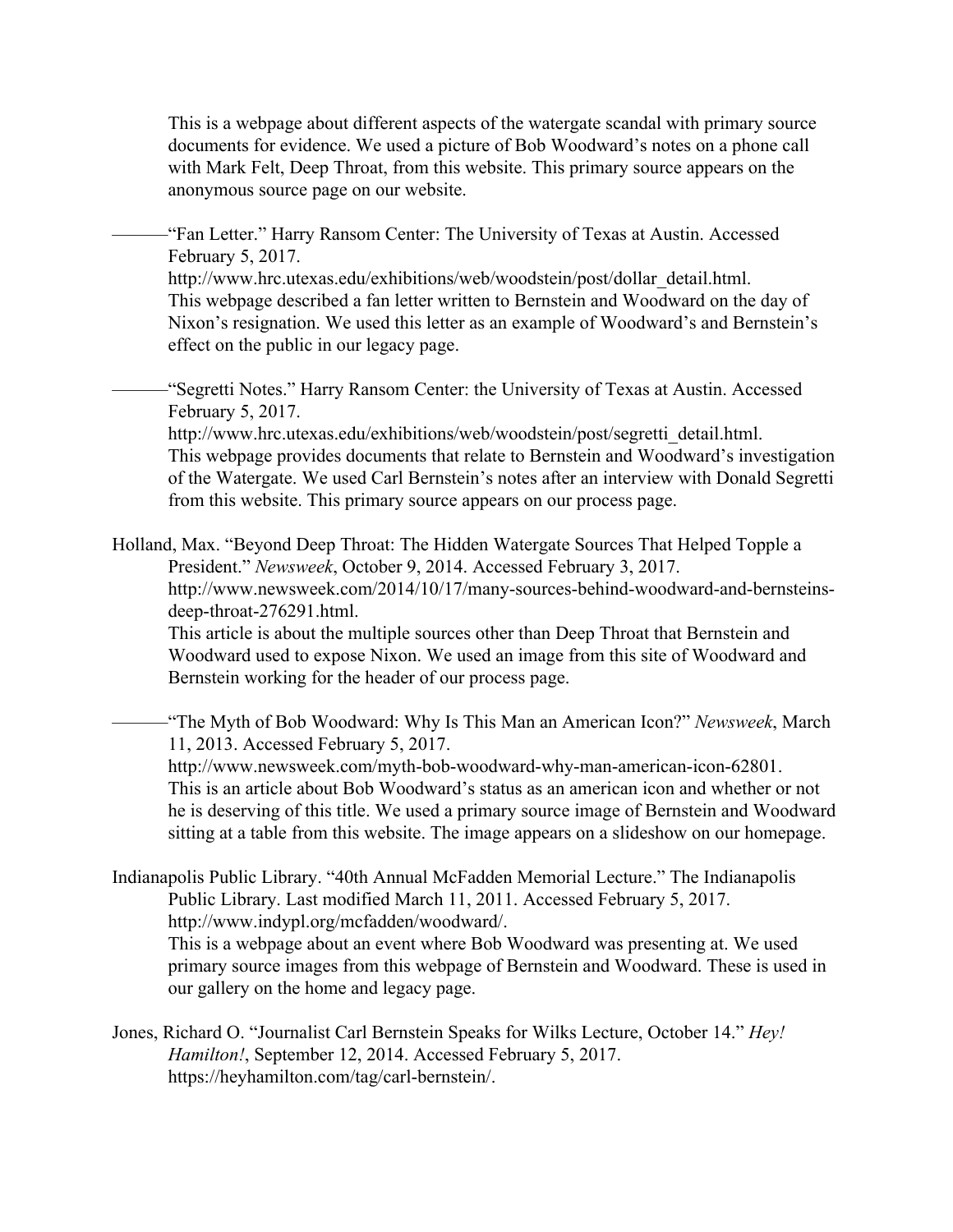This is a webpage about different aspects of the watergate scandal with primary source documents for evidence. We used a picture of Bob Woodward's notes on a phone call with Mark Felt, Deep Throat, from this website. This primary source appears on the anonymous source page on our website.

———"Fan Letter." Harry Ransom Center: The University of Texas at Austin. Accessed February 5, 2017.
http://www.hrc.utexas.edu/exhibitions/web/woodstein/post/dollar_detail.html.
This webpage described a fan letter written to Bernstein and Woodward on the day of Nixon's resignation. We used this letter as an example of Woodward's and Bernstein's effect on the public in our legacy page.

———"Segretti Notes." Harry Ransom Center: the University of Texas at Austin. Accessed February 5, 2017.
http://www.hrc.utexas.edu/exhibitions/web/woodstein/post/segretti_detail.html.
This webpage provides documents that relate to Bernstein and Woodward's investigation of the Watergate. We used Carl Bernstein's notes after an interview with Donald Segretti from this website. This primary source appears on our process page.

Holland, Max. "Beyond Deep Throat: The Hidden Watergate Sources That Helped Topple a President." *Newsweek*, October 9, 2014. Accessed February 3, 2017.
http://www.newsweek.com/2014/10/17/many-sources-behind-woodward-and-bernsteins-deep-throat-276291.html.
This article is about the multiple sources other than Deep Throat that Bernstein and Woodward used to expose Nixon. We used an image from this site of Woodward and Bernstein working for the header of our process page.

———"The Myth of Bob Woodward: Why Is This Man an American Icon?" *Newsweek*, March 11, 2013. Accessed February 5, 2017.
http://www.newsweek.com/myth-bob-woodward-why-man-american-icon-62801.
This is an article about Bob Woodward's status as an american icon and whether or not he is deserving of this title. We used a primary source image of Bernstein and Woodward sitting at a table from this website. The image appears on a slideshow on our homepage.

Indianapolis Public Library. "40th Annual McFadden Memorial Lecture." The Indianapolis Public Library. Last modified March 11, 2011. Accessed February 5, 2017.
http://www.indypl.org/mcfadden/woodward/.
This is a webpage about an event where Bob Woodward was presenting at. We used primary source images from this webpage of Bernstein and Woodward. These is used in our gallery on the home and legacy page.

Jones, Richard O. "Journalist Carl Bernstein Speaks for Wilks Lecture, October 14." *Hey! Hamilton!*, September 12, 2014. Accessed February 5, 2017.
https://heyhamilton.com/tag/carl-bernstein/.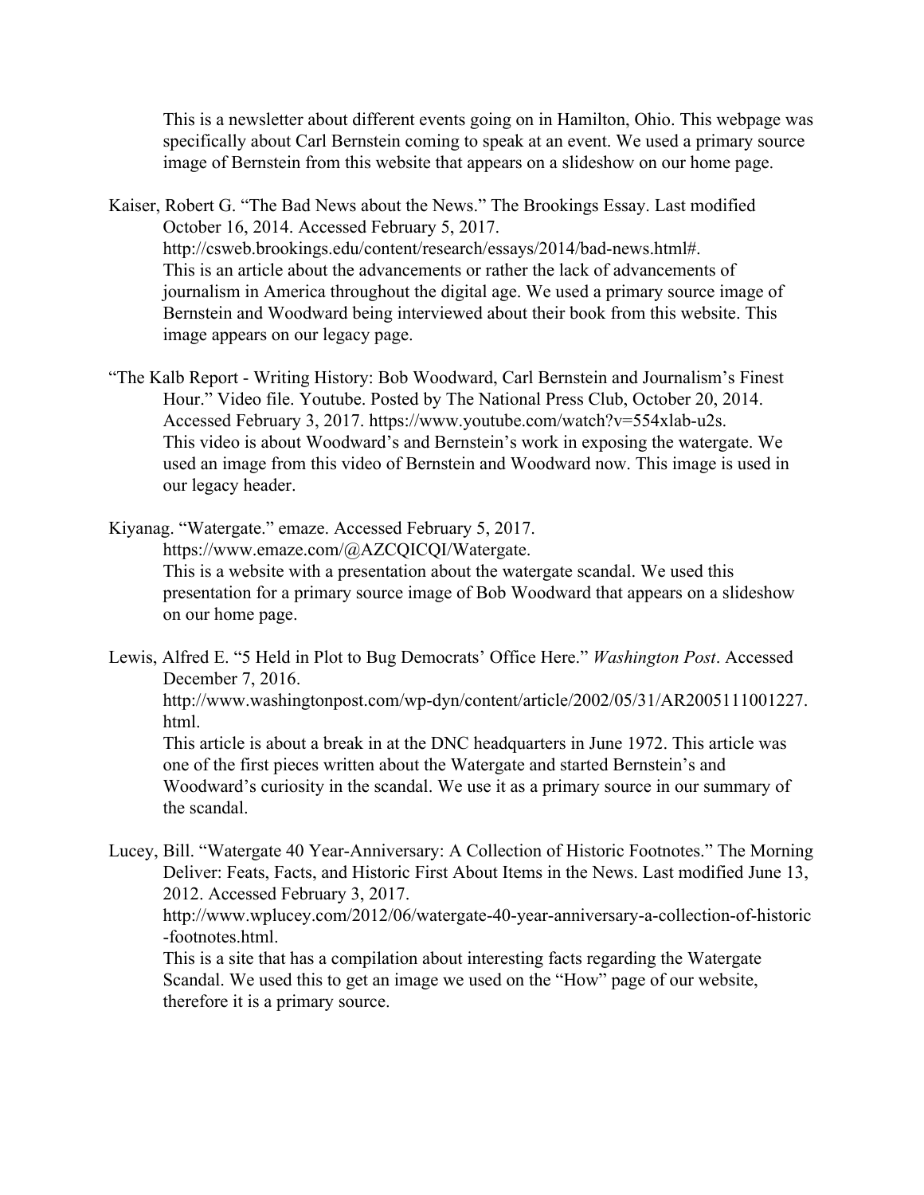This is a newsletter about different events going on in Hamilton, Ohio. This webpage was specifically about Carl Bernstein coming to speak at an event. We used a primary source image of Bernstein from this website that appears on a slideshow on our home page.

Kaiser, Robert G. "The Bad News about the News." The Brookings Essay. Last modified October 16, 2014. Accessed February 5, 2017. http://csweb.brookings.edu/content/research/essays/2014/bad-news.html#.
This is an article about the advancements or rather the lack of advancements of journalism in America throughout the digital age. We used a primary source image of Bernstein and Woodward being interviewed about their book from this website. This image appears on our legacy page.

"The Kalb Report - Writing History: Bob Woodward, Carl Bernstein and Journalism's Finest Hour." Video file. Youtube. Posted by The National Press Club, October 20, 2014. Accessed February 3, 2017. https://www.youtube.com/watch?v=554xlab-u2s.
This video is about Woodward's and Bernstein's work in exposing the watergate. We used an image from this video of Bernstein and Woodward now. This image is used in our legacy header.

Kiyanag. "Watergate." emaze. Accessed February 5, 2017. https://www.emaze.com/@AZCQICQI/Watergate.
This is a website with a presentation about the watergate scandal. We used this presentation for a primary source image of Bob Woodward that appears on a slideshow on our home page.

Lewis, Alfred E. "5 Held in Plot to Bug Democrats' Office Here." *Washington Post*. Accessed December 7, 2016. http://www.washingtonpost.com/wp-dyn/content/article/2002/05/31/AR2005111001227.html.
This article is about a break in at the DNC headquarters in June 1972. This article was one of the first pieces written about the Watergate and started Bernstein's and Woodward's curiosity in the scandal. We use it as a primary source in our summary of the scandal.

Lucey, Bill. "Watergate 40 Year-Anniversary: A Collection of Historic Footnotes." The Morning Deliver: Feats, Facts, and Historic First About Items in the News. Last modified June 13, 2012. Accessed February 3, 2017. http://www.wplucey.com/2012/06/watergate-40-year-anniversary-a-collection-of-historic-footnotes.html.
This is a site that has a compilation about interesting facts regarding the Watergate Scandal. We used this to get an image we used on the "How" page of our website, therefore it is a primary source.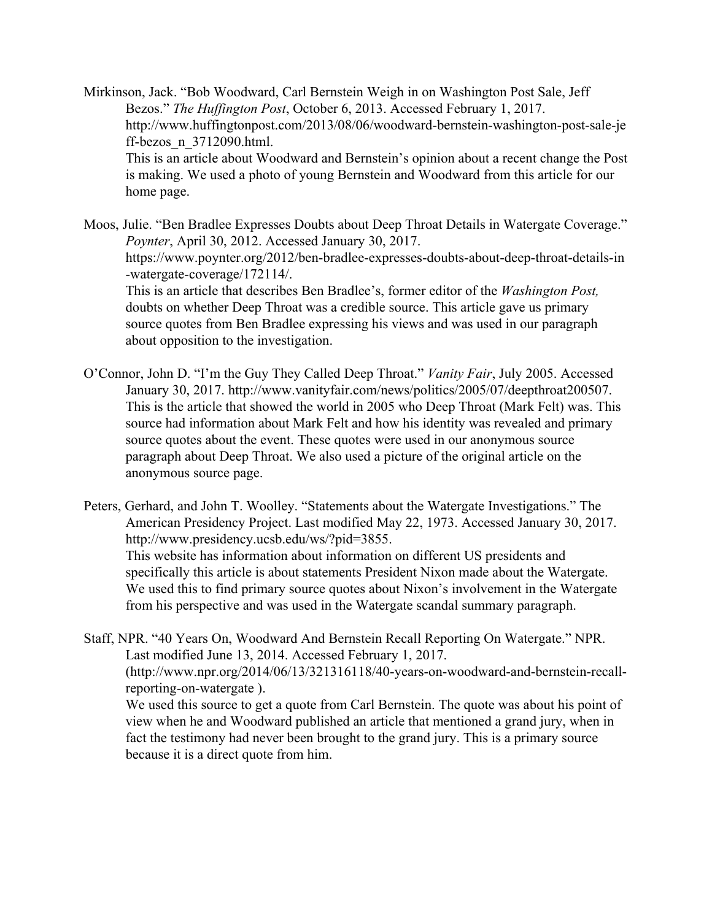Mirkinson, Jack. "Bob Woodward, Carl Bernstein Weigh in on Washington Post Sale, Jeff Bezos." *The Huffington Post*, October 6, 2013. Accessed February 1, 2017. http://www.huffingtonpost.com/2013/08/06/woodward-bernstein-washington-post-sale-jeff-bezos_n_3712090.html.
This is an article about Woodward and Bernstein's opinion about a recent change the Post is making. We used a photo of young Bernstein and Woodward from this article for our home page.

Moos, Julie. "Ben Bradlee Expresses Doubts about Deep Throat Details in Watergate Coverage." *Poynter*, April 30, 2012. Accessed January 30, 2017. https://www.poynter.org/2012/ben-bradlee-expresses-doubts-about-deep-throat-details-in-watergate-coverage/172114/.
This is an article that describes Ben Bradlee's, former editor of the *Washington Post,* doubts on whether Deep Throat was a credible source. This article gave us primary source quotes from Ben Bradlee expressing his views and was used in our paragraph about opposition to the investigation.

O'Connor, John D. "I'm the Guy They Called Deep Throat." *Vanity Fair*, July 2005. Accessed January 30, 2017. http://www.vanityfair.com/news/politics/2005/07/deepthroat200507. This is the article that showed the world in 2005 who Deep Throat (Mark Felt) was. This source had information about Mark Felt and how his identity was revealed and primary source quotes about the event. These quotes were used in our anonymous source paragraph about Deep Throat. We also used a picture of the original article on the anonymous source page.

Peters, Gerhard, and John T. Woolley. "Statements about the Watergate Investigations." The American Presidency Project. Last modified May 22, 1973. Accessed January 30, 2017. http://www.presidency.ucsb.edu/ws/?pid=3855.
This website has information about information on different US presidents and specifically this article is about statements President Nixon made about the Watergate. We used this to find primary source quotes about Nixon's involvement in the Watergate from his perspective and was used in the Watergate scandal summary paragraph.

Staff, NPR. "40 Years On, Woodward And Bernstein Recall Reporting On Watergate." NPR. Last modified June 13, 2014. Accessed February 1, 2017. (http://www.npr.org/2014/06/13/321316118/40-years-on-woodward-and-bernstein-recall-reporting-on-watergate ).
We used this source to get a quote from Carl Bernstein. The quote was about his point of view when he and Woodward published an article that mentioned a grand jury, when in fact the testimony had never been brought to the grand jury. This is a primary source because it is a direct quote from him.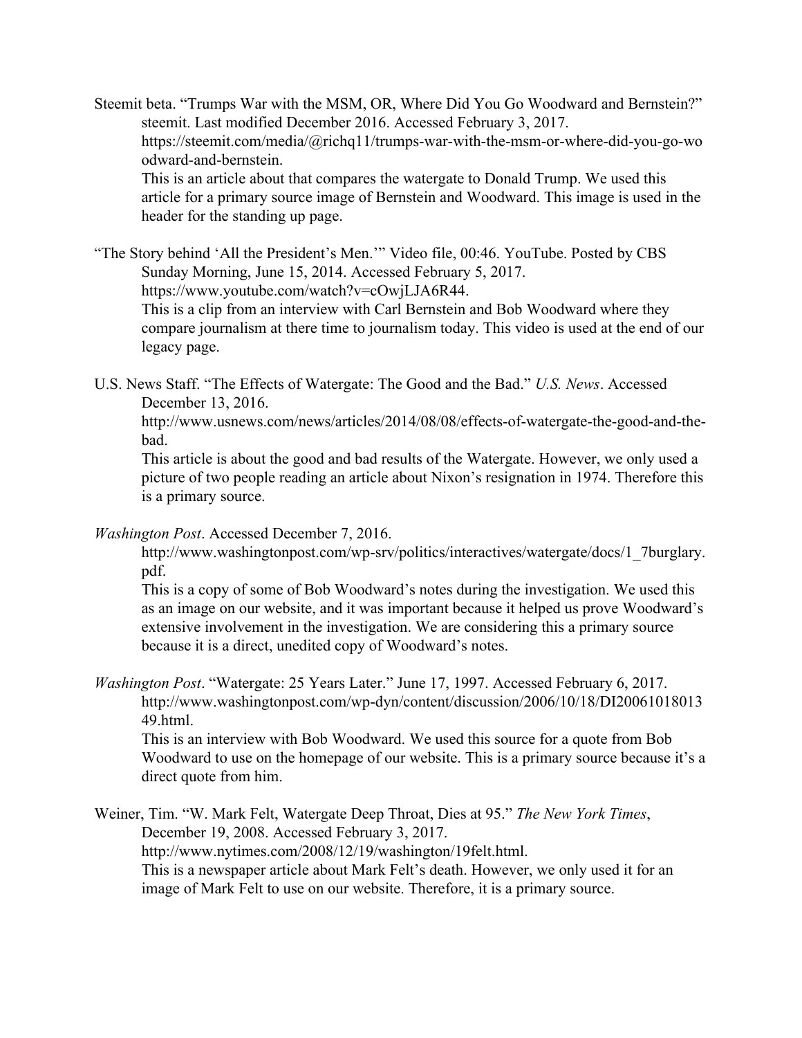Steemit beta. “Trumps War with the MSM, OR, Where Did You Go Woodward and Bernstein?” steemit. Last modified December 2016. Accessed February 3, 2017. https://steemit.com/media/@richq11/trumps-war-with-the-msm-or-where-did-you-go-woodward-and-bernstein.

This is an article about that compares the watergate to Donald Trump. We used this article for a primary source image of Bernstein and Woodward. This image is used in the header for the standing up page.

“The Story behind ‘All the President’s Men.’” Video file, 00:46. YouTube. Posted by CBS Sunday Morning, June 15, 2014. Accessed February 5, 2017. https://www.youtube.com/watch?v=cOwjLJA6R44.

This is a clip from an interview with Carl Bernstein and Bob Woodward where they compare journalism at there time to journalism today. This video is used at the end of our legacy page.

U.S. News Staff. “The Effects of Watergate: The Good and the Bad.” *U.S. News*. Accessed December 13, 2016. http://www.usnews.com/news/articles/2014/08/08/effects-of-watergate-the-good-and-the-bad.

This article is about the good and bad results of the Watergate. However, we only used a picture of two people reading an article about Nixon’s resignation in 1974. Therefore this is a primary source.

*Washington Post*. Accessed December 7, 2016. http://www.washingtonpost.com/wp-srv/politics/interactives/watergate/docs/1_7burglary.pdf.

This is a copy of some of Bob Woodward’s notes during the investigation. We used this as an image on our website, and it was important because it helped us prove Woodward’s extensive involvement in the investigation. We are considering this a primary source because it is a direct, unedited copy of Woodward’s notes.

*Washington Post*. “Watergate: 25 Years Later.” June 17, 1997. Accessed February 6, 2017. http://www.washingtonpost.com/wp-dyn/content/discussion/2006/10/18/DI2006101801349.html.

This is an interview with Bob Woodward. We used this source for a quote from Bob Woodward to use on the homepage of our website. This is a primary source because it’s a direct quote from him.

Weiner, Tim. “W. Mark Felt, Watergate Deep Throat, Dies at 95.” *The New York Times*, December 19, 2008. Accessed February 3, 2017. http://www.nytimes.com/2008/12/19/washington/19felt.html.

This is a newspaper article about Mark Felt’s death. However, we only used it for an image of Mark Felt to use on our website. Therefore, it is a primary source.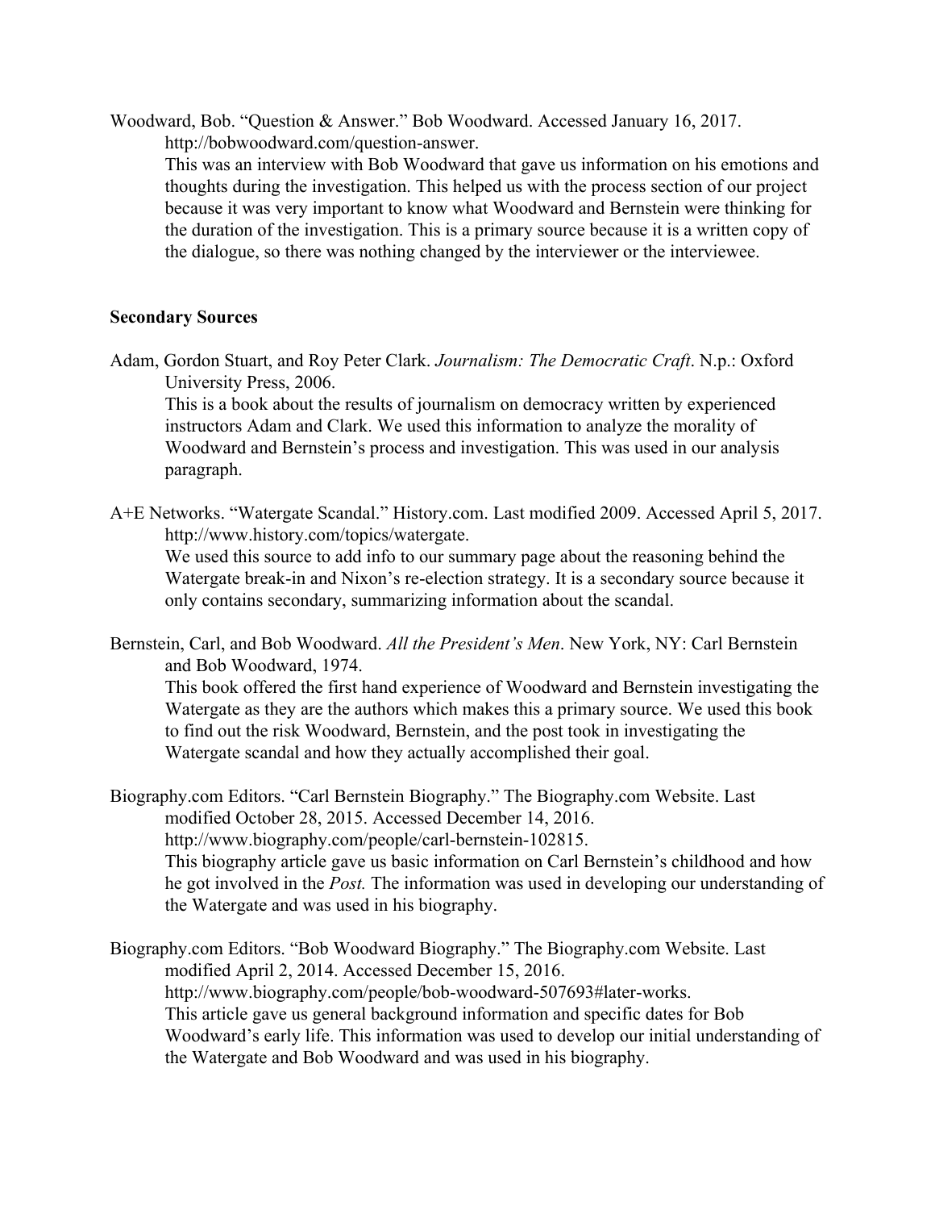Woodward, Bob. "Question & Answer." Bob Woodward. Accessed January 16, 2017. http://bobwoodward.com/question-answer.

This was an interview with Bob Woodward that gave us information on his emotions and thoughts during the investigation. This helped us with the process section of our project because it was very important to know what Woodward and Bernstein were thinking for the duration of the investigation. This is a primary source because it is a written copy of the dialogue, so there was nothing changed by the interviewer or the interviewee.

**Secondary Sources**

Adam, Gordon Stuart, and Roy Peter Clark. *Journalism: The Democratic Craft*. N.p.: Oxford University Press, 2006.

This is a book about the results of journalism on democracy written by experienced instructors Adam and Clark. We used this information to analyze the morality of Woodward and Bernstein's process and investigation. This was used in our analysis paragraph.

A+E Networks. "Watergate Scandal." History.com. Last modified 2009. Accessed April 5, 2017. http://www.history.com/topics/watergate.

We used this source to add info to our summary page about the reasoning behind the Watergate break-in and Nixon's re-election strategy. It is a secondary source because it only contains secondary, summarizing information about the scandal.

Bernstein, Carl, and Bob Woodward. *All the President's Men*. New York, NY: Carl Bernstein and Bob Woodward, 1974.

This book offered the first hand experience of Woodward and Bernstein investigating the Watergate as they are the authors which makes this a primary source. We used this book to find out the risk Woodward, Bernstein, and the post took in investigating the Watergate scandal and how they actually accomplished their goal.

Biography.com Editors. "Carl Bernstein Biography." The Biography.com Website. Last modified October 28, 2015. Accessed December 14, 2016. http://www.biography.com/people/carl-bernstein-102815.

This biography article gave us basic information on Carl Bernstein's childhood and how he got involved in the *Post.* The information was used in developing our understanding of the Watergate and was used in his biography.

Biography.com Editors. "Bob Woodward Biography." The Biography.com Website. Last modified April 2, 2014. Accessed December 15, 2016. http://www.biography.com/people/bob-woodward-507693#later-works.

This article gave us general background information and specific dates for Bob Woodward's early life. This information was used to develop our initial understanding of the Watergate and Bob Woodward and was used in his biography.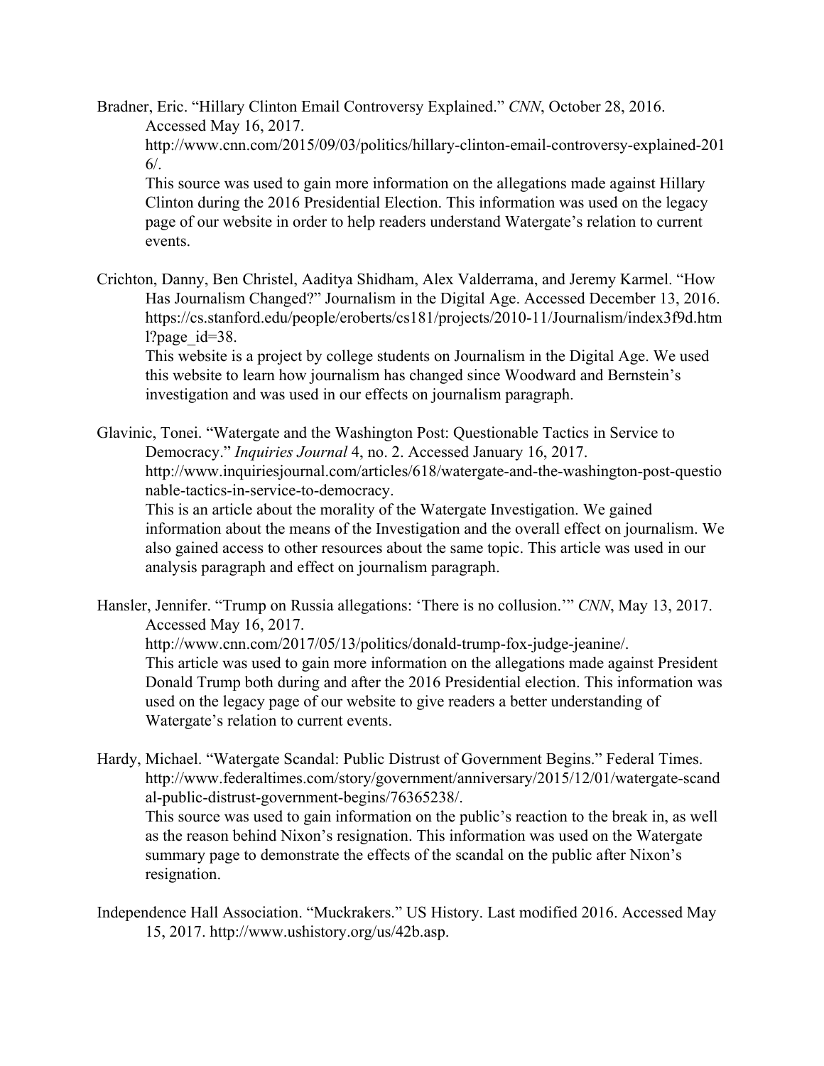Bradner, Eric. "Hillary Clinton Email Controversy Explained." *CNN*, October 28, 2016. Accessed May 16, 2017. http://www.cnn.com/2015/09/03/politics/hillary-clinton-email-controversy-explained-2016/.
This source was used to gain more information on the allegations made against Hillary Clinton during the 2016 Presidential Election. This information was used on the legacy page of our website in order to help readers understand Watergate's relation to current events.

Crichton, Danny, Ben Christel, Aaditya Shidham, Alex Valderrama, and Jeremy Karmel. "How Has Journalism Changed?" Journalism in the Digital Age. Accessed December 13, 2016. https://cs.stanford.edu/people/eroberts/cs181/projects/2010-11/Journalism/index3f9d.html?page_id=38.
This website is a project by college students on Journalism in the Digital Age. We used this website to learn how journalism has changed since Woodward and Bernstein's investigation and was used in our effects on journalism paragraph.

Glavinic, Tonei. "Watergate and the Washington Post: Questionable Tactics in Service to Democracy." *Inquiries Journal* 4, no. 2. Accessed January 16, 2017. http://www.inquiriesjournal.com/articles/618/watergate-and-the-washington-post-questionable-tactics-in-service-to-democracy.
This is an article about the morality of the Watergate Investigation. We gained information about the means of the Investigation and the overall effect on journalism. We also gained access to other resources about the same topic. This article was used in our analysis paragraph and effect on journalism paragraph.

Hansler, Jennifer. "Trump on Russia allegations: 'There is no collusion.'" *CNN*, May 13, 2017. Accessed May 16, 2017. http://www.cnn.com/2017/05/13/politics/donald-trump-fox-judge-jeanine/.
This article was used to gain more information on the allegations made against President Donald Trump both during and after the 2016 Presidential election. This information was used on the legacy page of our website to give readers a better understanding of Watergate's relation to current events.

Hardy, Michael. "Watergate Scandal: Public Distrust of Government Begins." Federal Times. http://www.federaltimes.com/story/government/anniversary/2015/12/01/watergate-scandal-public-distrust-government-begins/76365238/.
This source was used to gain information on the public's reaction to the break in, as well as the reason behind Nixon's resignation. This information was used on the Watergate summary page to demonstrate the effects of the scandal on the public after Nixon's resignation.

Independence Hall Association. "Muckrakers." US History. Last modified 2016. Accessed May 15, 2017. http://www.ushistory.org/us/42b.asp.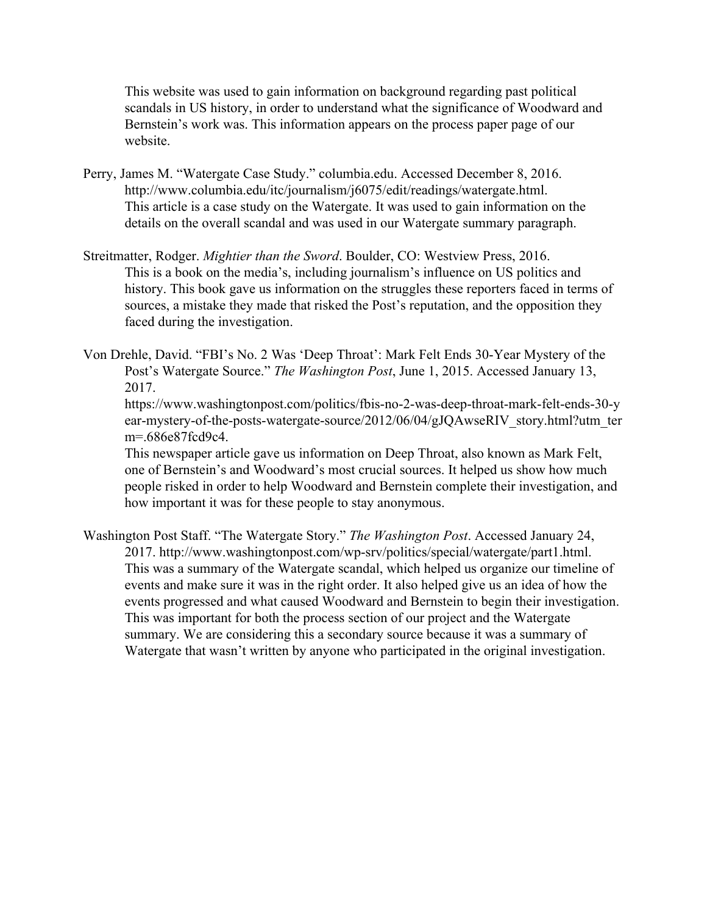This website was used to gain information on background regarding past political scandals in US history, in order to understand what the significance of Woodward and Bernstein's work was. This information appears on the process paper page of our website.

Perry, James M. "Watergate Case Study." columbia.edu. Accessed December 8, 2016. http://www.columbia.edu/itc/journalism/j6075/edit/readings/watergate.html.
This article is a case study on the Watergate. It was used to gain information on the details on the overall scandal and was used in our Watergate summary paragraph.

Streitmatter, Rodger. *Mightier than the Sword*. Boulder, CO: Westview Press, 2016.
This is a book on the media's, including journalism's influence on US politics and history. This book gave us information on the struggles these reporters faced in terms of sources, a mistake they made that risked the Post's reputation, and the opposition they faced during the investigation.

Von Drehle, David. "FBI's No. 2 Was 'Deep Throat': Mark Felt Ends 30-Year Mystery of the Post's Watergate Source." *The Washington Post*, June 1, 2015. Accessed January 13, 2017.
https://www.washingtonpost.com/politics/fbis-no-2-was-deep-throat-mark-felt-ends-30-year-mystery-of-the-posts-watergate-source/2012/06/04/gJQAwseRIV_story.html?utm_term=.686e87fcd9c4.
This newspaper article gave us information on Deep Throat, also known as Mark Felt, one of Bernstein's and Woodward's most crucial sources. It helped us show how much people risked in order to help Woodward and Bernstein complete their investigation, and how important it was for these people to stay anonymous.

Washington Post Staff. "The Watergate Story." *The Washington Post*. Accessed January 24, 2017. http://www.washingtonpost.com/wp-srv/politics/special/watergate/part1.html.
This was a summary of the Watergate scandal, which helped us organize our timeline of events and make sure it was in the right order. It also helped give us an idea of how the events progressed and what caused Woodward and Bernstein to begin their investigation. This was important for both the process section of our project and the Watergate summary. We are considering this a secondary source because it was a summary of Watergate that wasn't written by anyone who participated in the original investigation.